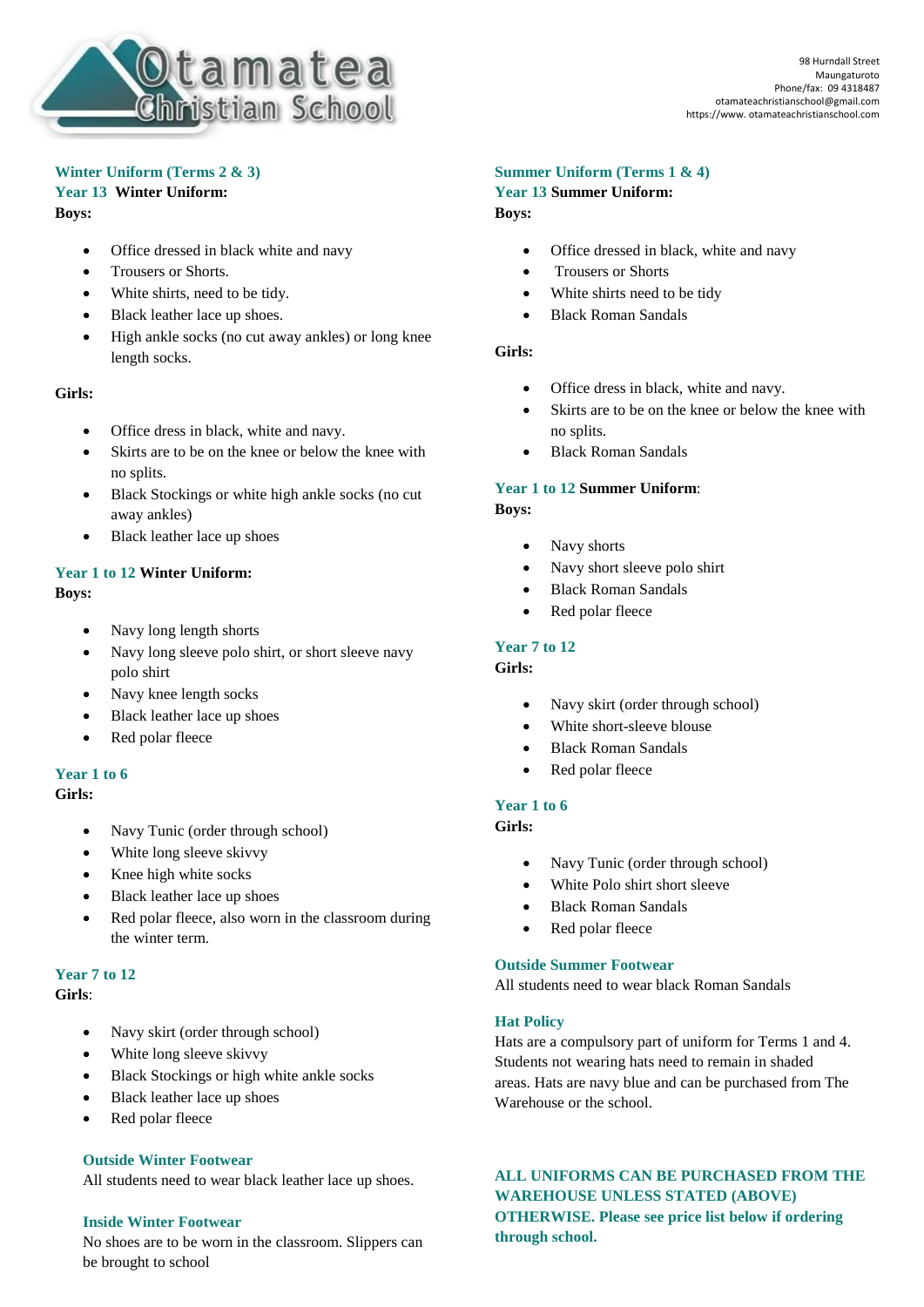# Otamatea Christian School

98 Hurndall Street
Maungaturoto
Phone/fax: 09 4318487
otamateachristianschool@gmail.com
https://www. otamateachristianschool.com

## Winter Uniform (Terms 2 & 3)

### Year 13 Winter Uniform:

**Boys:**

- Office dressed in black white and navy
- Trousers or Shorts.
- White shirts, need to be tidy.
- Black leather lace up shoes.
- High ankle socks (no cut away ankles) or long knee length socks.

**Girls:**

- Office dress in black, white and navy.
- Skirts are to be on the knee or below the knee with no splits.
- Black Stockings or white high ankle socks (no cut away ankles)
- Black leather lace up shoes

### Year 1 to 12 Winter Uniform:

**Boys:**

- Navy long length shorts
- Navy long sleeve polo shirt, or short sleeve navy polo shirt
- Navy knee length socks
- Black leather lace up shoes
- Red polar fleece

### Year 1 to 6

**Girls:**

- Navy Tunic (order through school)
- White long sleeve skivvy
- Knee high white socks
- Black leather lace up shoes
- Red polar fleece, also worn in the classroom during the winter term.

### Year 7 to 12

**Girls**:

- Navy skirt (order through school)
- White long sleeve skivvy
- Black Stockings or high white ankle socks
- Black leather lace up shoes
- Red polar fleece

### Outside Winter Footwear

All students need to wear black leather lace up shoes.

### Inside Winter Footwear

No shoes are to be worn in the classroom. Slippers can be brought to school

## Summer Uniform (Terms 1 & 4)

### Year 13 Summer Uniform:

**Boys:**

- Office dressed in black, white and navy
- Trousers or Shorts
- White shirts need to be tidy
- Black Roman Sandals

**Girls:**

- Office dress in black, white and navy.
- Skirts are to be on the knee or below the knee with no splits.
- Black Roman Sandals

### Year 1 to 12 Summer Uniform:

**Boys:**

- Navy shorts
- Navy short sleeve polo shirt
- Black Roman Sandals
- Red polar fleece

### Year 7 to 12

**Girls:**

- Navy skirt (order through school)
- White short-sleeve blouse
- Black Roman Sandals
- Red polar fleece

### Year 1 to 6

**Girls:**

- Navy Tunic (order through school)
- White Polo shirt short sleeve
- Black Roman Sandals
- Red polar fleece

### Outside Summer Footwear

All students need to wear black Roman Sandals

### Hat Policy

Hats are a compulsory part of uniform for Terms 1 and 4. Students not wearing hats need to remain in shaded areas. Hats are navy blue and can be purchased from The Warehouse or the school.

**ALL UNIFORMS CAN BE PURCHASED FROM THE WAREHOUSE UNLESS STATED (ABOVE) OTHERWISE. Please see price list below if ordering through school.**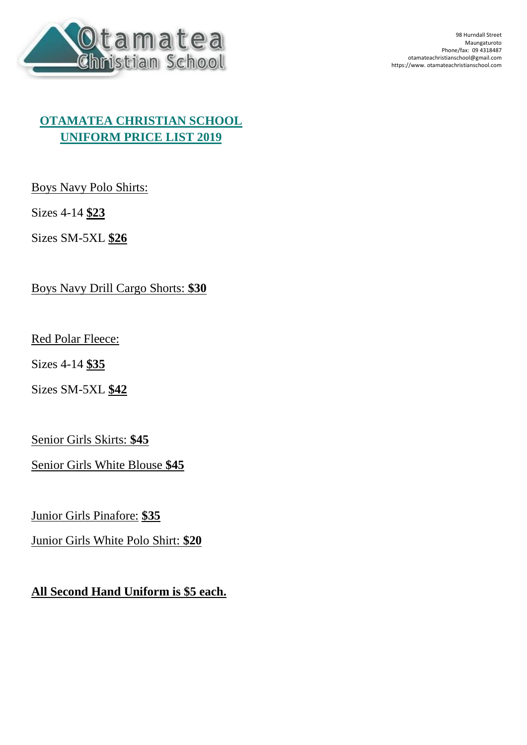98 Hurndall Street
Maungaturoto
Phone/fax: 09 4318487
otamateachristianschool@gmail.com
https://www. otamateachristianschool.com

# OTAMATEA CHRISTIAN SCHOOL
# UNIFORM PRICE LIST 2019

Boys Navy Polo Shirts:

Sizes 4-14 **$23**

Sizes SM-5XL **$26**

Boys Navy Drill Cargo Shorts: **$30**

Red Polar Fleece:

Sizes 4-14 **$35**

Sizes SM-5XL **$42**

Senior Girls Skirts: **$45**

Senior Girls White Blouse **$45**

Junior Girls Pinafore: **$35**

Junior Girls White Polo Shirt: **$20**

**All Second Hand Uniform is $5 each.**